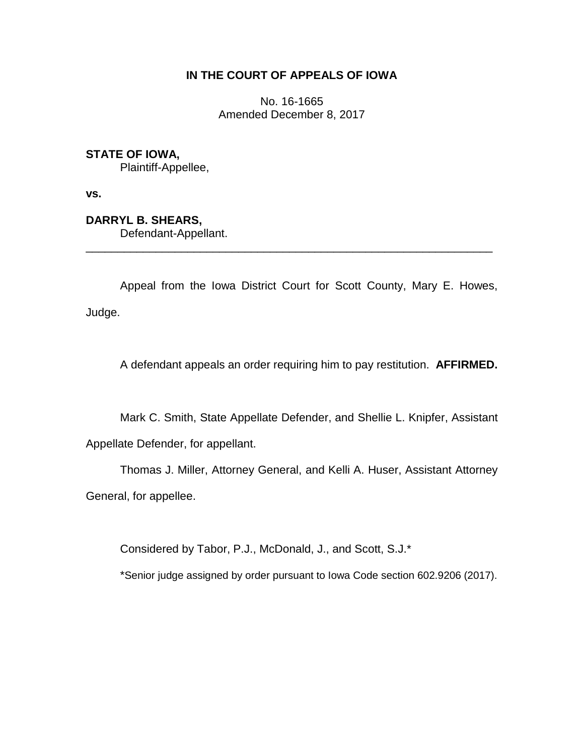# IN THE COURT OF APPEALS OF IOWA

No. 16-1665
Amended December 8, 2017

**STATE OF IOWA,**
Plaintiff-Appellee,

**vs.**

**DARRYL B. SHEARS,**
Defendant-Appellant.

---

Appeal from the Iowa District Court for Scott County, Mary E. Howes, Judge.

A defendant appeals an order requiring him to pay restitution. **AFFIRMED.**

Mark C. Smith, State Appellate Defender, and Shellie L. Knipfer, Assistant Appellate Defender, for appellant.

Thomas J. Miller, Attorney General, and Kelli A. Huser, Assistant Attorney General, for appellee.

Considered by Tabor, P.J., McDonald, J., and Scott, S.J.*

*Senior judge assigned by order pursuant to Iowa Code section 602.9206 (2017).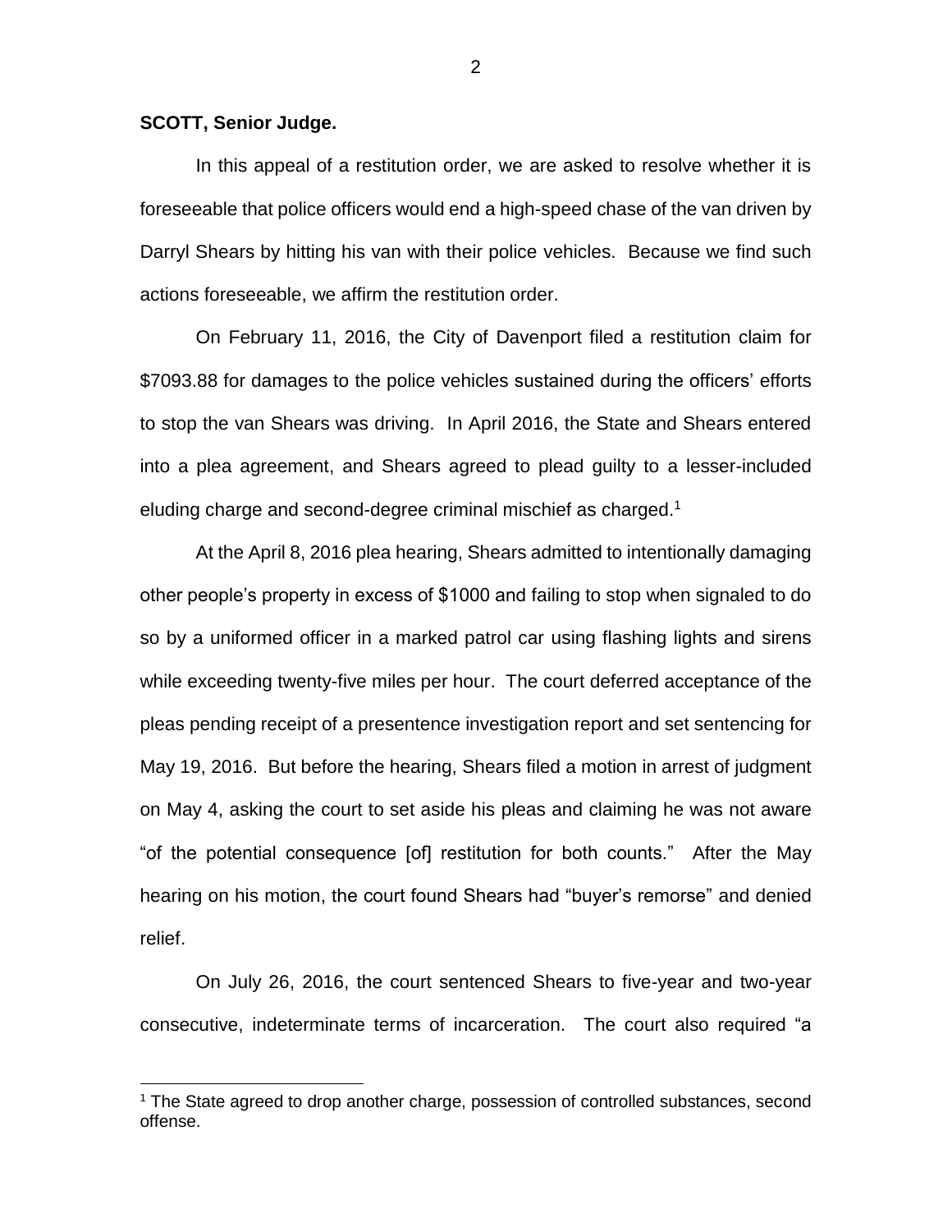**SCOTT, Senior Judge.**

In this appeal of a restitution order, we are asked to resolve whether it is foreseeable that police officers would end a high-speed chase of the van driven by Darryl Shears by hitting his van with their police vehicles. Because we find such actions foreseeable, we affirm the restitution order.

On February 11, 2016, the City of Davenport filed a restitution claim for $7093.88 for damages to the police vehicles sustained during the officers' efforts to stop the van Shears was driving. In April 2016, the State and Shears entered into a plea agreement, and Shears agreed to plead guilty to a lesser-included eluding charge and second-degree criminal mischief as charged.[1]

At the April 8, 2016 plea hearing, Shears admitted to intentionally damaging other people's property in excess of $1000 and failing to stop when signaled to do so by a uniformed officer in a marked patrol car using flashing lights and sirens while exceeding twenty-five miles per hour. The court deferred acceptance of the pleas pending receipt of a presentence investigation report and set sentencing for May 19, 2016. But before the hearing, Shears filed a motion in arrest of judgment on May 4, asking the court to set aside his pleas and claiming he was not aware "of the potential consequence [of] restitution for both counts." After the May hearing on his motion, the court found Shears had "buyer's remorse" and denied relief.

On July 26, 2016, the court sentenced Shears to five-year and two-year consecutive, indeterminate terms of incarceration. The court also required "a

[1] The State agreed to drop another charge, possession of controlled substances, second offense.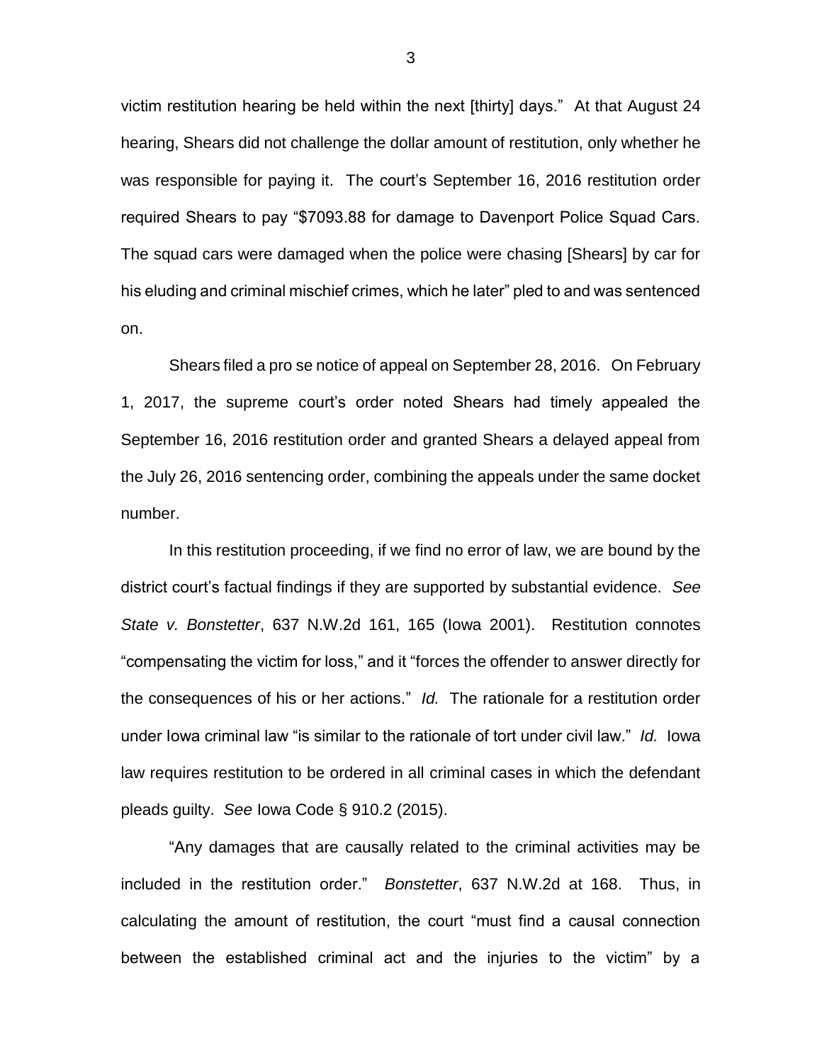victim restitution hearing be held within the next [thirty] days." At that August 24 hearing, Shears did not challenge the dollar amount of restitution, only whether he was responsible for paying it. The court's September 16, 2016 restitution order required Shears to pay "$7093.88 for damage to Davenport Police Squad Cars. The squad cars were damaged when the police were chasing [Shears] by car for his eluding and criminal mischief crimes, which he later" pled to and was sentenced on.

Shears filed a pro se notice of appeal on September 28, 2016. On February 1, 2017, the supreme court's order noted Shears had timely appealed the September 16, 2016 restitution order and granted Shears a delayed appeal from the July 26, 2016 sentencing order, combining the appeals under the same docket number.

In this restitution proceeding, if we find no error of law, we are bound by the district court's factual findings if they are supported by substantial evidence. *See State v. Bonstetter*, 637 N.W.2d 161, 165 (Iowa 2001). Restitution connotes "compensating the victim for loss," and it "forces the offender to answer directly for the consequences of his or her actions." *Id.* The rationale for a restitution order under Iowa criminal law "is similar to the rationale of tort under civil law." *Id.* Iowa law requires restitution to be ordered in all criminal cases in which the defendant pleads guilty. *See* Iowa Code § 910.2 (2015).

"Any damages that are causally related to the criminal activities may be included in the restitution order." *Bonstetter*, 637 N.W.2d at 168. Thus, in calculating the amount of restitution, the court "must find a causal connection between the established criminal act and the injuries to the victim" by a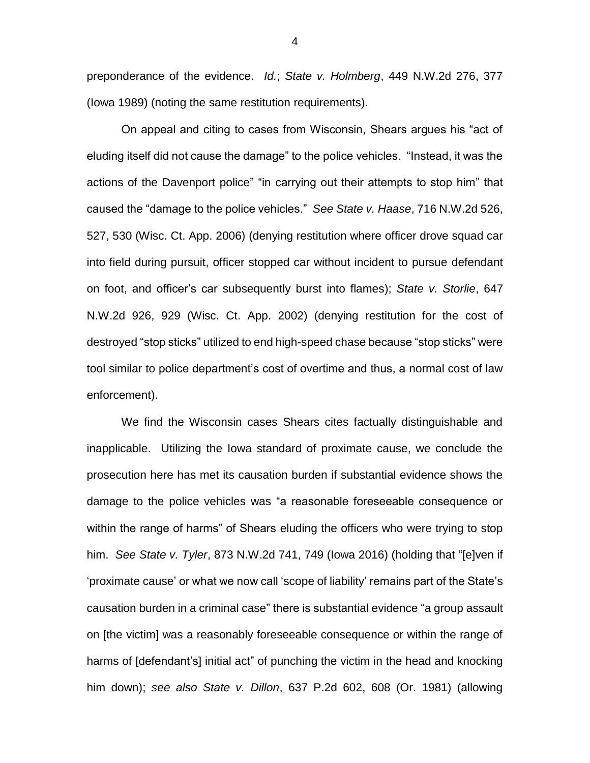preponderance of the evidence. *Id.*; *State v. Holmberg*, 449 N.W.2d 276, 377 (Iowa 1989) (noting the same restitution requirements).

On appeal and citing to cases from Wisconsin, Shears argues his "act of eluding itself did not cause the damage" to the police vehicles. "Instead, it was the actions of the Davenport police" "in carrying out their attempts to stop him" that caused the "damage to the police vehicles." *See State v. Haase*, 716 N.W.2d 526, 527, 530 (Wisc. Ct. App. 2006) (denying restitution where officer drove squad car into field during pursuit, officer stopped car without incident to pursue defendant on foot, and officer's car subsequently burst into flames); *State v. Storlie*, 647 N.W.2d 926, 929 (Wisc. Ct. App. 2002) (denying restitution for the cost of destroyed "stop sticks" utilized to end high-speed chase because "stop sticks" were tool similar to police department's cost of overtime and thus, a normal cost of law enforcement).

We find the Wisconsin cases Shears cites factually distinguishable and inapplicable. Utilizing the Iowa standard of proximate cause, we conclude the prosecution here has met its causation burden if substantial evidence shows the damage to the police vehicles was "a reasonable foreseeable consequence or within the range of harms" of Shears eluding the officers who were trying to stop him. *See State v. Tyler*, 873 N.W.2d 741, 749 (Iowa 2016) (holding that "[e]ven if 'proximate cause' or what we now call 'scope of liability' remains part of the State's causation burden in a criminal case" there is substantial evidence "a group assault on [the victim] was a reasonably foreseeable consequence or within the range of harms of [defendant's] initial act" of punching the victim in the head and knocking him down); *see also State v. Dillon*, 637 P.2d 602, 608 (Or. 1981) (allowing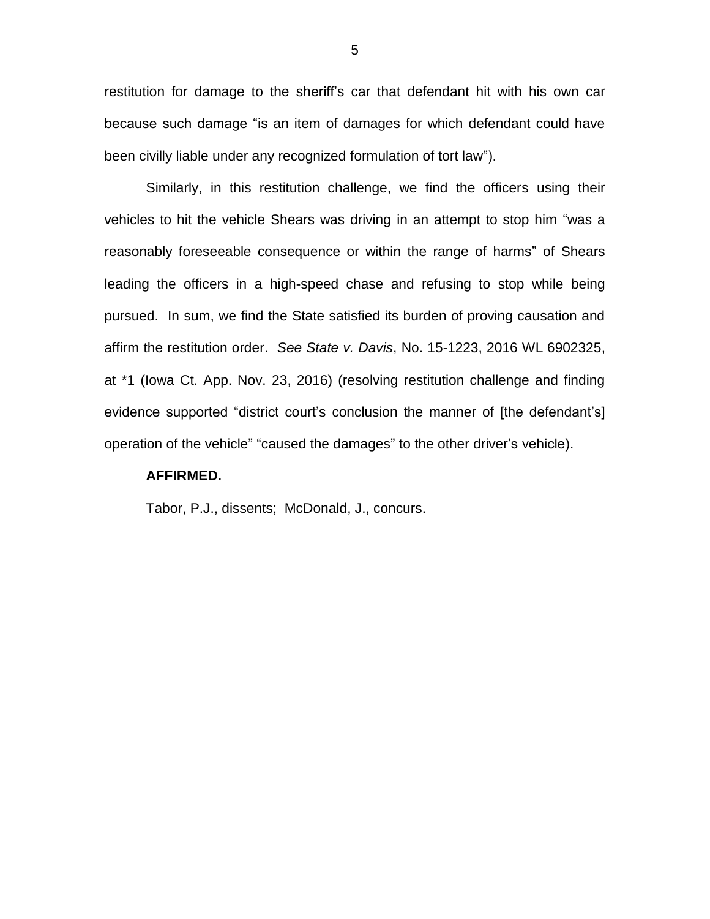restitution for damage to the sheriff's car that defendant hit with his own car because such damage "is an item of damages for which defendant could have been civilly liable under any recognized formulation of tort law").

Similarly, in this restitution challenge, we find the officers using their vehicles to hit the vehicle Shears was driving in an attempt to stop him "was a reasonably foreseeable consequence or within the range of harms" of Shears leading the officers in a high-speed chase and refusing to stop while being pursued. In sum, we find the State satisfied its burden of proving causation and affirm the restitution order. *See State v. Davis*, No. 15-1223, 2016 WL 6902325, at *1 (Iowa Ct. App. Nov. 23, 2016) (resolving restitution challenge and finding evidence supported "district court's conclusion the manner of [the defendant's] operation of the vehicle" "caused the damages" to the other driver's vehicle).

**AFFIRMED.**

Tabor, P.J., dissents; McDonald, J., concurs.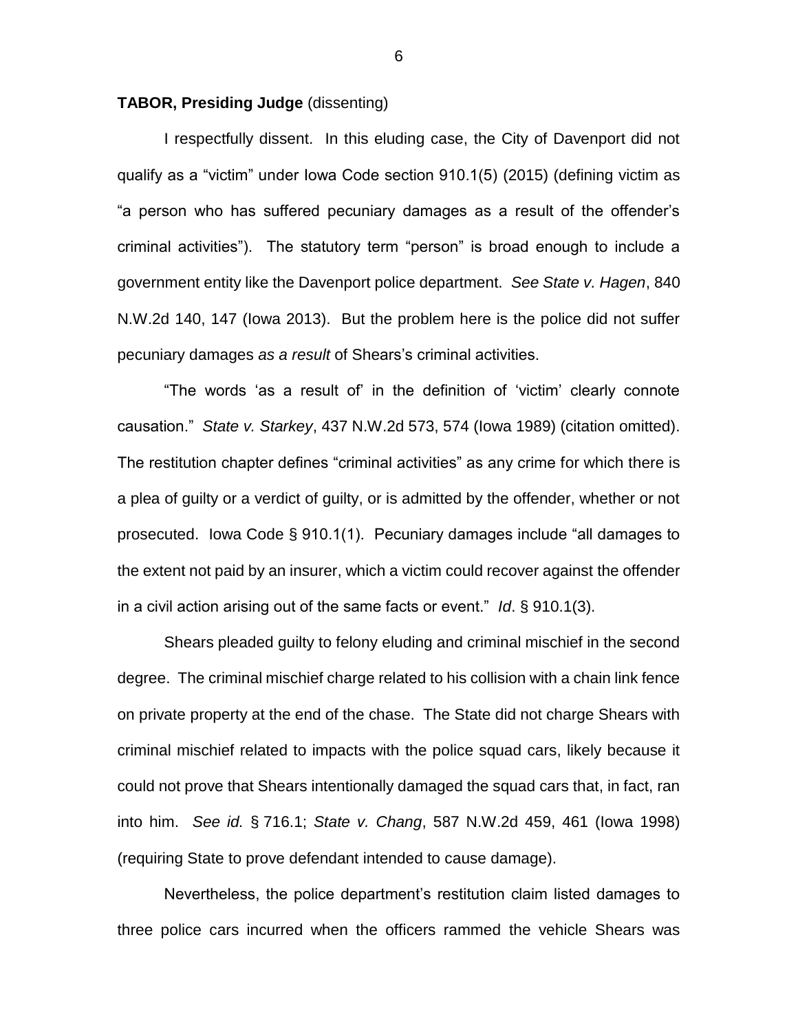**TABOR, Presiding Judge** (dissenting)

I respectfully dissent. In this eluding case, the City of Davenport did not qualify as a "victim" under Iowa Code section 910.1(5) (2015) (defining victim as "a person who has suffered pecuniary damages as a result of the offender's criminal activities"). The statutory term "person" is broad enough to include a government entity like the Davenport police department. *See State v. Hagen*, 840 N.W.2d 140, 147 (Iowa 2013). But the problem here is the police did not suffer pecuniary damages *as a result* of Shears's criminal activities.

"The words 'as a result of' in the definition of 'victim' clearly connote causation." *State v. Starkey*, 437 N.W.2d 573, 574 (Iowa 1989) (citation omitted). The restitution chapter defines "criminal activities" as any crime for which there is a plea of guilty or a verdict of guilty, or is admitted by the offender, whether or not prosecuted. Iowa Code § 910.1(1). Pecuniary damages include "all damages to the extent not paid by an insurer, which a victim could recover against the offender in a civil action arising out of the same facts or event." *Id*. § 910.1(3).

Shears pleaded guilty to felony eluding and criminal mischief in the second degree. The criminal mischief charge related to his collision with a chain link fence on private property at the end of the chase. The State did not charge Shears with criminal mischief related to impacts with the police squad cars, likely because it could not prove that Shears intentionally damaged the squad cars that, in fact, ran into him. *See id.* § 716.1; *State v. Chang*, 587 N.W.2d 459, 461 (Iowa 1998) (requiring State to prove defendant intended to cause damage).

Nevertheless, the police department's restitution claim listed damages to three police cars incurred when the officers rammed the vehicle Shears was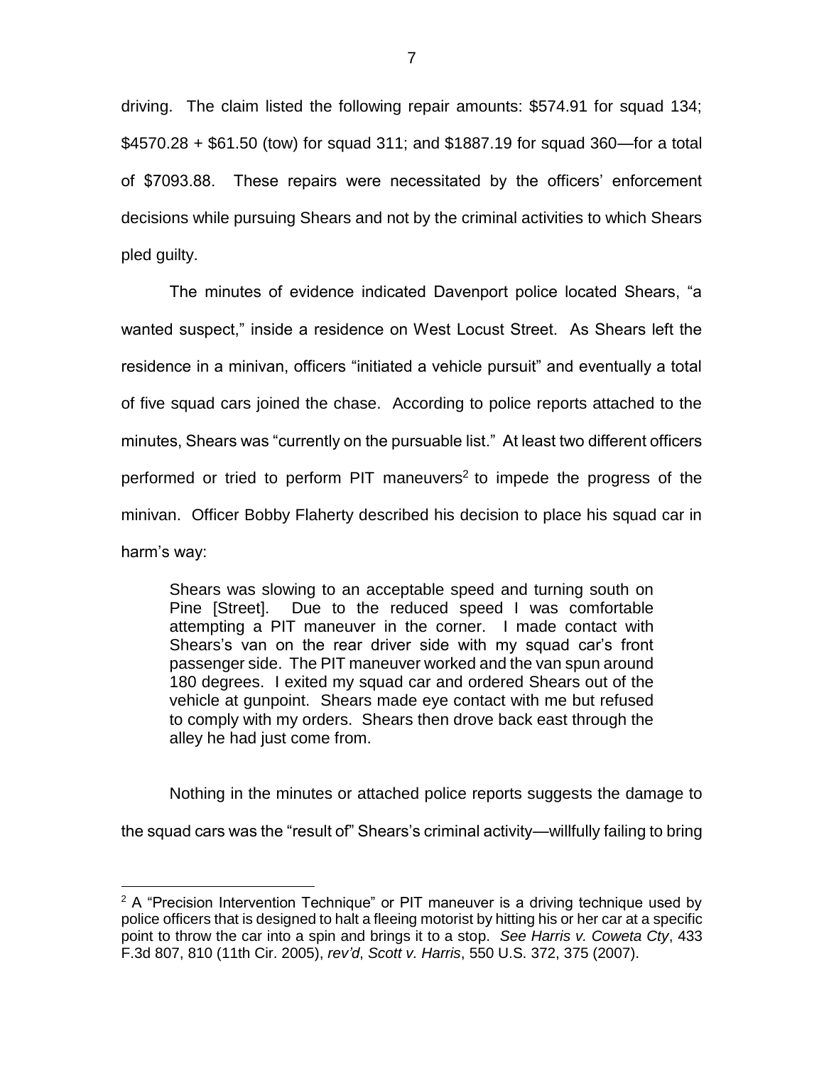driving. The claim listed the following repair amounts: $574.91 for squad 134; $4570.28 + $61.50 (tow) for squad 311; and $1887.19 for squad 360—for a total of $7093.88. These repairs were necessitated by the officers' enforcement decisions while pursuing Shears and not by the criminal activities to which Shears pled guilty.

The minutes of evidence indicated Davenport police located Shears, "a wanted suspect," inside a residence on West Locust Street. As Shears left the residence in a minivan, officers "initiated a vehicle pursuit" and eventually a total of five squad cars joined the chase. According to police reports attached to the minutes, Shears was "currently on the pursuable list." At least two different officers performed or tried to perform PIT maneuvers[2] to impede the progress of the minivan. Officer Bobby Flaherty described his decision to place his squad car in harm's way:

> Shears was slowing to an acceptable speed and turning south on Pine [Street]. Due to the reduced speed I was comfortable attempting a PIT maneuver in the corner. I made contact with Shears's van on the rear driver side with my squad car's front passenger side. The PIT maneuver worked and the van spun around 180 degrees. I exited my squad car and ordered Shears out of the vehicle at gunpoint. Shears made eye contact with me but refused to comply with my orders. Shears then drove back east through the alley he had just come from.

Nothing in the minutes or attached police reports suggests the damage to the squad cars was the "result of" Shears's criminal activity—willfully failing to bring

---

[2] A "Precision Intervention Technique" or PIT maneuver is a driving technique used by police officers that is designed to halt a fleeing motorist by hitting his or her car at a specific point to throw the car into a spin and brings it to a stop. *See Harris v. Coweta Cty*, 433 F.3d 807, 810 (11th Cir. 2005), *rev'd*, *Scott v. Harris*, 550 U.S. 372, 375 (2007).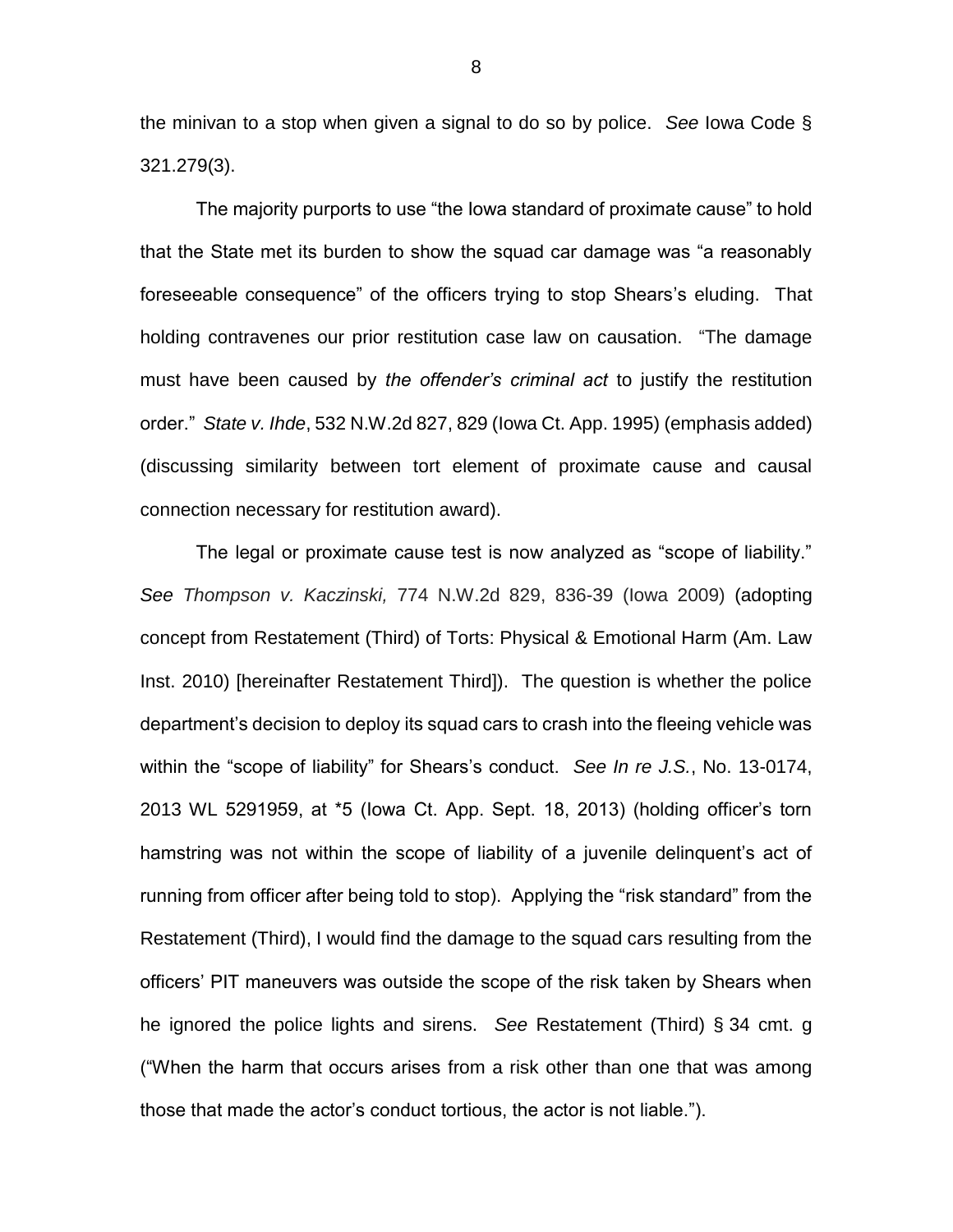the minivan to a stop when given a signal to do so by police. *See* Iowa Code § 321.279(3).

The majority purports to use "the Iowa standard of proximate cause" to hold that the State met its burden to show the squad car damage was "a reasonably foreseeable consequence" of the officers trying to stop Shears's eluding. That holding contravenes our prior restitution case law on causation. "The damage must have been caused by *the offender's criminal act* to justify the restitution order." *State v. Ihde*, 532 N.W.2d 827, 829 (Iowa Ct. App. 1995) (emphasis added) (discussing similarity between tort element of proximate cause and causal connection necessary for restitution award).

The legal or proximate cause test is now analyzed as "scope of liability." *See Thompson v. Kaczinski,* 774 N.W.2d 829, 836-39 (Iowa 2009) (adopting concept from Restatement (Third) of Torts: Physical & Emotional Harm (Am. Law Inst. 2010) [hereinafter Restatement Third]). The question is whether the police department's decision to deploy its squad cars to crash into the fleeing vehicle was within the "scope of liability" for Shears's conduct. *See In re J.S.*, No. 13-0174, 2013 WL 5291959, at *5 (Iowa Ct. App. Sept. 18, 2013) (holding officer's torn hamstring was not within the scope of liability of a juvenile delinquent's act of running from officer after being told to stop). Applying the "risk standard" from the Restatement (Third), I would find the damage to the squad cars resulting from the officers' PIT maneuvers was outside the scope of the risk taken by Shears when he ignored the police lights and sirens. *See* Restatement (Third) § 34 cmt. g ("When the harm that occurs arises from a risk other than one that was among those that made the actor's conduct tortious, the actor is not liable.").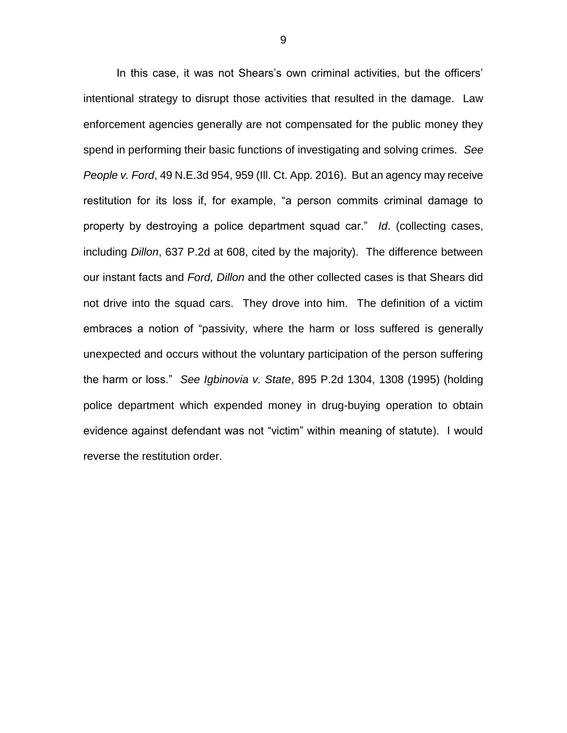In this case, it was not Shears's own criminal activities, but the officers' intentional strategy to disrupt those activities that resulted in the damage. Law enforcement agencies generally are not compensated for the public money they spend in performing their basic functions of investigating and solving crimes. *See People v. Ford*, 49 N.E.3d 954, 959 (Ill. Ct. App. 2016). But an agency may receive restitution for its loss if, for example, "a person commits criminal damage to property by destroying a police department squad car." *Id*. (collecting cases, including *Dillon*, 637 P.2d at 608, cited by the majority). The difference between our instant facts and *Ford, Dillon* and the other collected cases is that Shears did not drive into the squad cars. They drove into him. The definition of a victim embraces a notion of "passivity, where the harm or loss suffered is generally unexpected and occurs without the voluntary participation of the person suffering the harm or loss." *See Igbinovia v. State*, 895 P.2d 1304, 1308 (1995) (holding police department which expended money in drug-buying operation to obtain evidence against defendant was not "victim" within meaning of statute). I would reverse the restitution order.